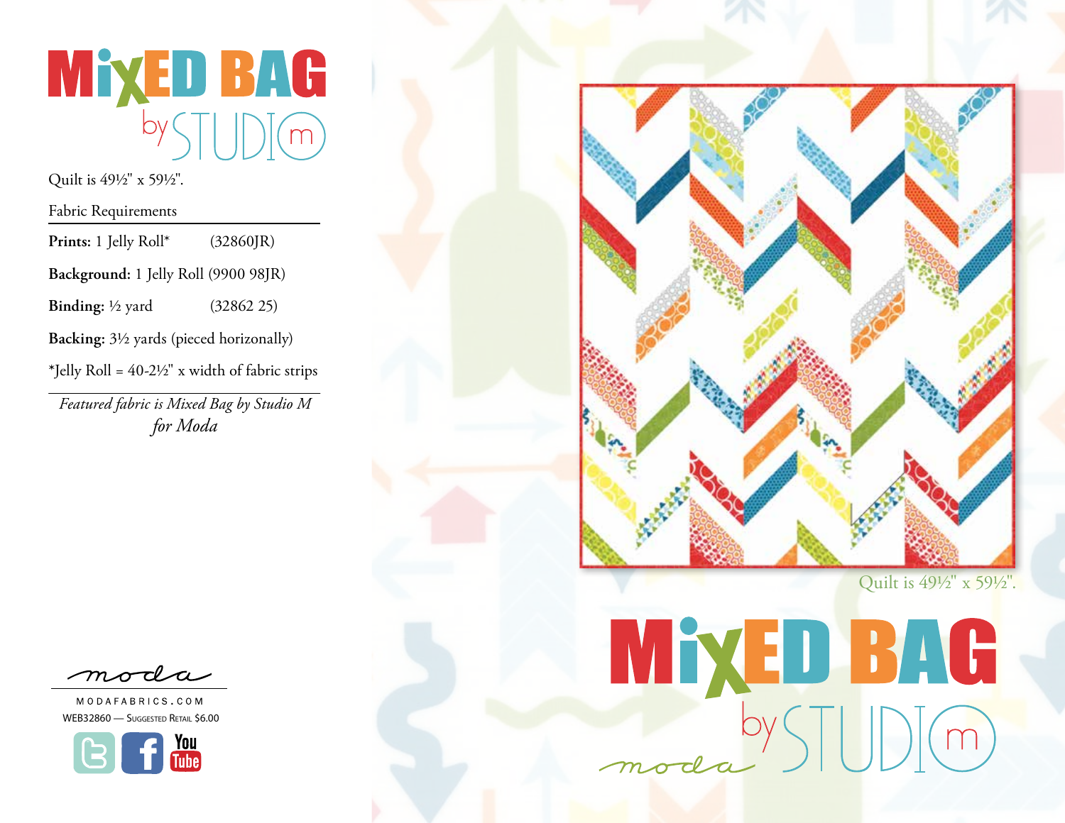# MIXED BAG by STUDIO M

Quilt is 49½" x 59½".

## Fabric Requirements

**Prints:** 1 Jelly Roll* (32860JR)

**Background:** 1 Jelly Roll (9900 98JR)

**Binding:** ½ yard (32862 25)

**Backing:** 3½ yards (pieced horizonally)

*Jelly Roll = 40-2½" x width of fabric strips

*Featured fabric is Mixed Bag by Studio M for Moda*

moda

MODAFABRICS.COM

WEB32860 — Suggested Retail $6.00

Quilt is 49½" x 59½".

# MIXED BAG by STUDIO M

moda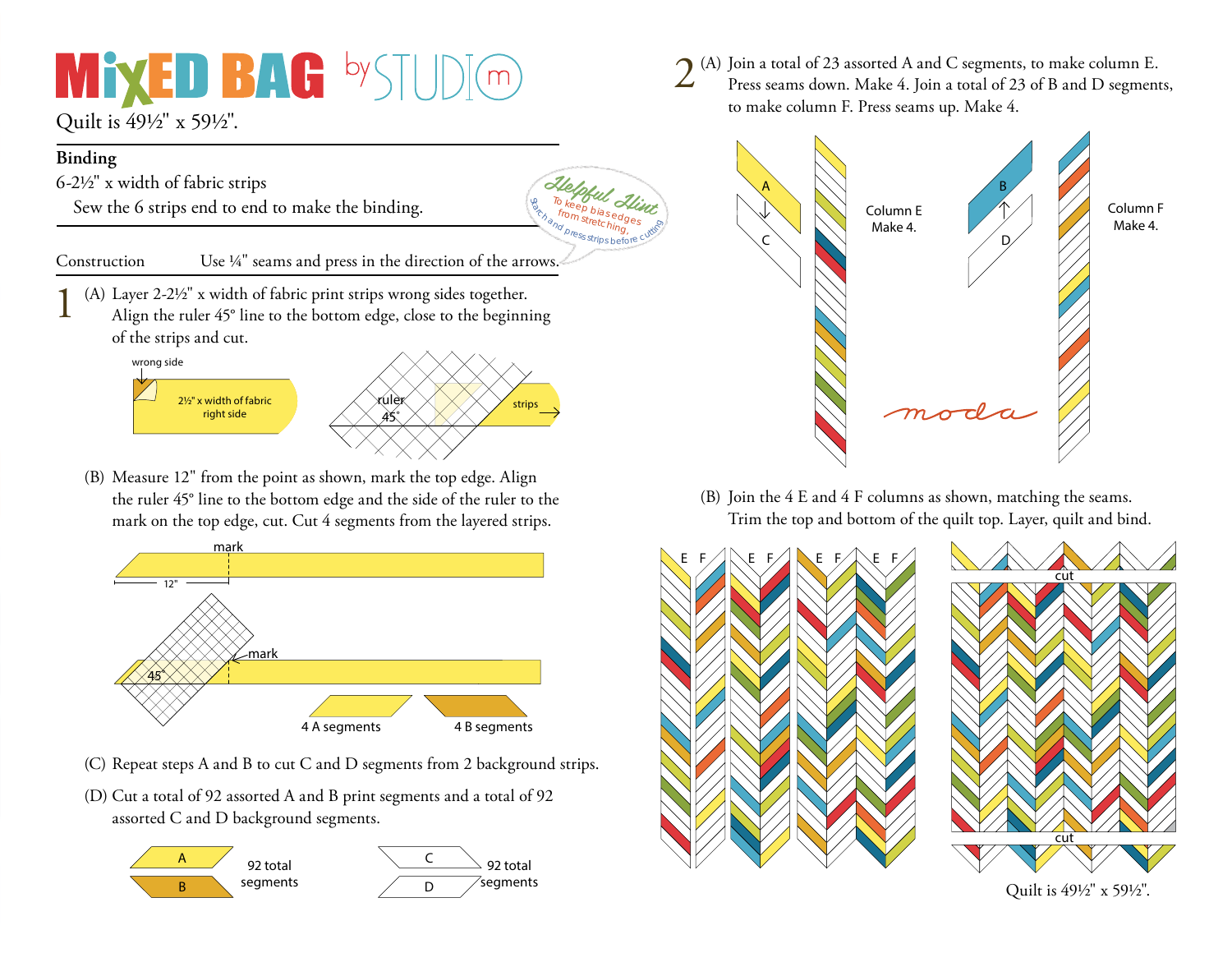# MIXED BAG by STUDIO m

Quilt is 49½" x 59½".

**Binding**

6-2½" x width of fabric strips

Sew the 6 strips end to end to make the binding.

*Helpful Hint*: To keep bias edges from stretching, starch and press strips before cutting.

Construction Use ¼" seams and press in the direction of the arrows.

**1** (A) Layer 2-2½" x width of fabric print strips wrong sides together. Align the ruler 45° line to the bottom edge, close to the beginning of the strips and cut.

wrong side

2½" x width of fabric right side

ruler 45°

strips

(B) Measure 12" from the point as shown, mark the top edge. Align the ruler 45° line to the bottom edge and the side of the ruler to the mark on the top edge, cut. Cut 4 segments from the layered strips.

mark

12"

45°

mark

4 A segments

4 B segments

(C) Repeat steps A and B to cut C and D segments from 2 background strips.

(D) Cut a total of 92 assorted A and B print segments and a total of 92 assorted C and D background segments.

A

B

92 total segments

C

D

92 total segments

**2** (A) Join a total of 23 assorted A and C segments, to make column E. Press seams down. Make 4. Join a total of 23 of B and D segments, to make column F. Press seams up. Make 4.

A

C

Column E
Make 4.

B

D

Column F
Make 4.

moda

(B) Join the 4 E and 4 F columns as shown, matching the seams. Trim the top and bottom of the quilt top. Layer, quilt and bind.

E F E F E F E F

cut

cut

Quilt is 49½" x 59½".